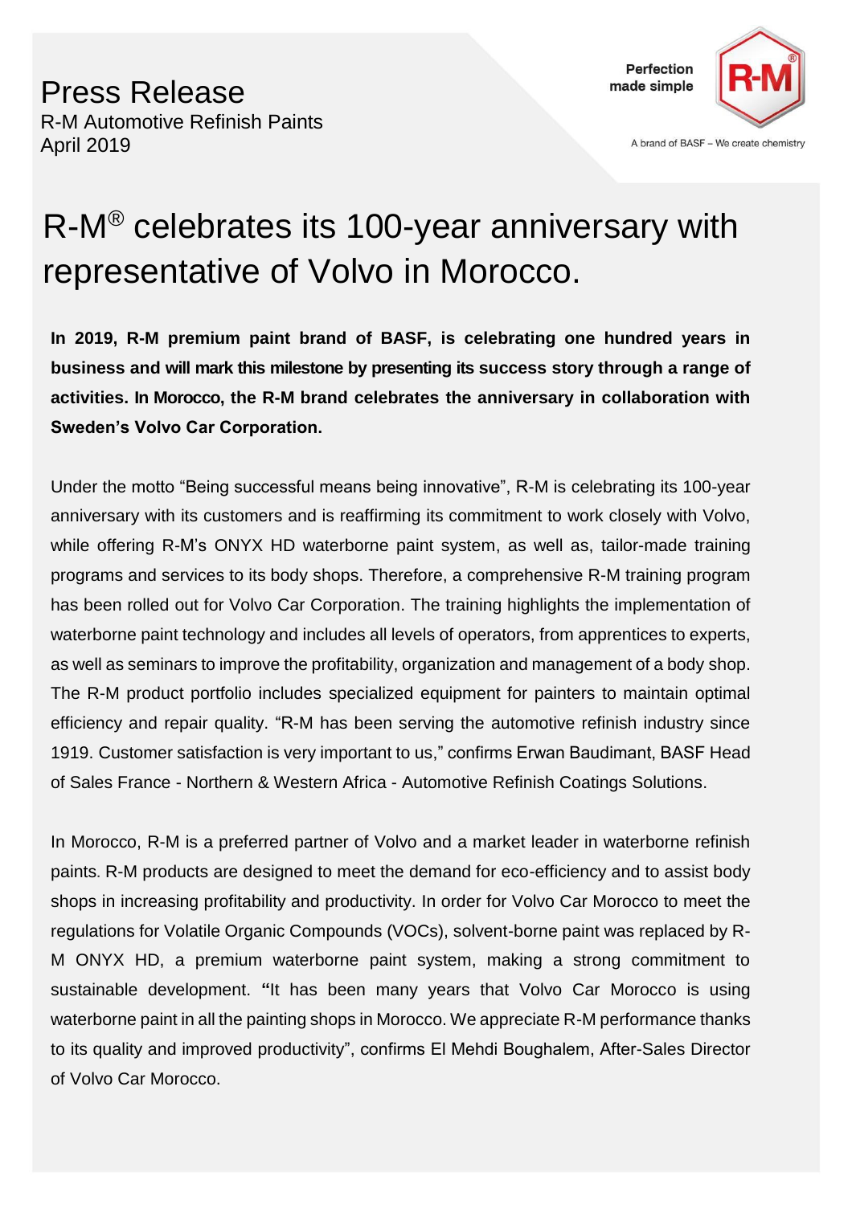# Press Release

R-M Automotive Refinish Paints
April 2019

Perfection made simple

A brand of BASF – We create chemistry

# R-M® celebrates its 100-year anniversary with representative of Volvo in Morocco.

**In 2019, R-M premium paint brand of BASF, is celebrating one hundred years in business and will mark this milestone by presenting its success story through a range of activities. In Morocco, the R-M brand celebrates the anniversary in collaboration with Sweden's Volvo Car Corporation.**

Under the motto "Being successful means being innovative", R-M is celebrating its 100-year anniversary with its customers and is reaffirming its commitment to work closely with Volvo, while offering R-M's ONYX HD waterborne paint system, as well as, tailor-made training programs and services to its body shops. Therefore, a comprehensive R-M training program has been rolled out for Volvo Car Corporation. The training highlights the implementation of waterborne paint technology and includes all levels of operators, from apprentices to experts, as well as seminars to improve the profitability, organization and management of a body shop. The R-M product portfolio includes specialized equipment for painters to maintain optimal efficiency and repair quality. "R-M has been serving the automotive refinish industry since 1919. Customer satisfaction is very important to us," confirms Erwan Baudimant, BASF Head of Sales France - Northern & Western Africa - Automotive Refinish Coatings Solutions.

In Morocco, R-M is a preferred partner of Volvo and a market leader in waterborne refinish paints. R-M products are designed to meet the demand for eco-efficiency and to assist body shops in increasing profitability and productivity. In order for Volvo Car Morocco to meet the regulations for Volatile Organic Compounds (VOCs), solvent-borne paint was replaced by R-M ONYX HD, a premium waterborne paint system, making a strong commitment to sustainable development. **"**It has been many years that Volvo Car Morocco is using waterborne paint in all the painting shops in Morocco. We appreciate R-M performance thanks to its quality and improved productivity", confirms El Mehdi Boughalem, After-Sales Director of Volvo Car Morocco.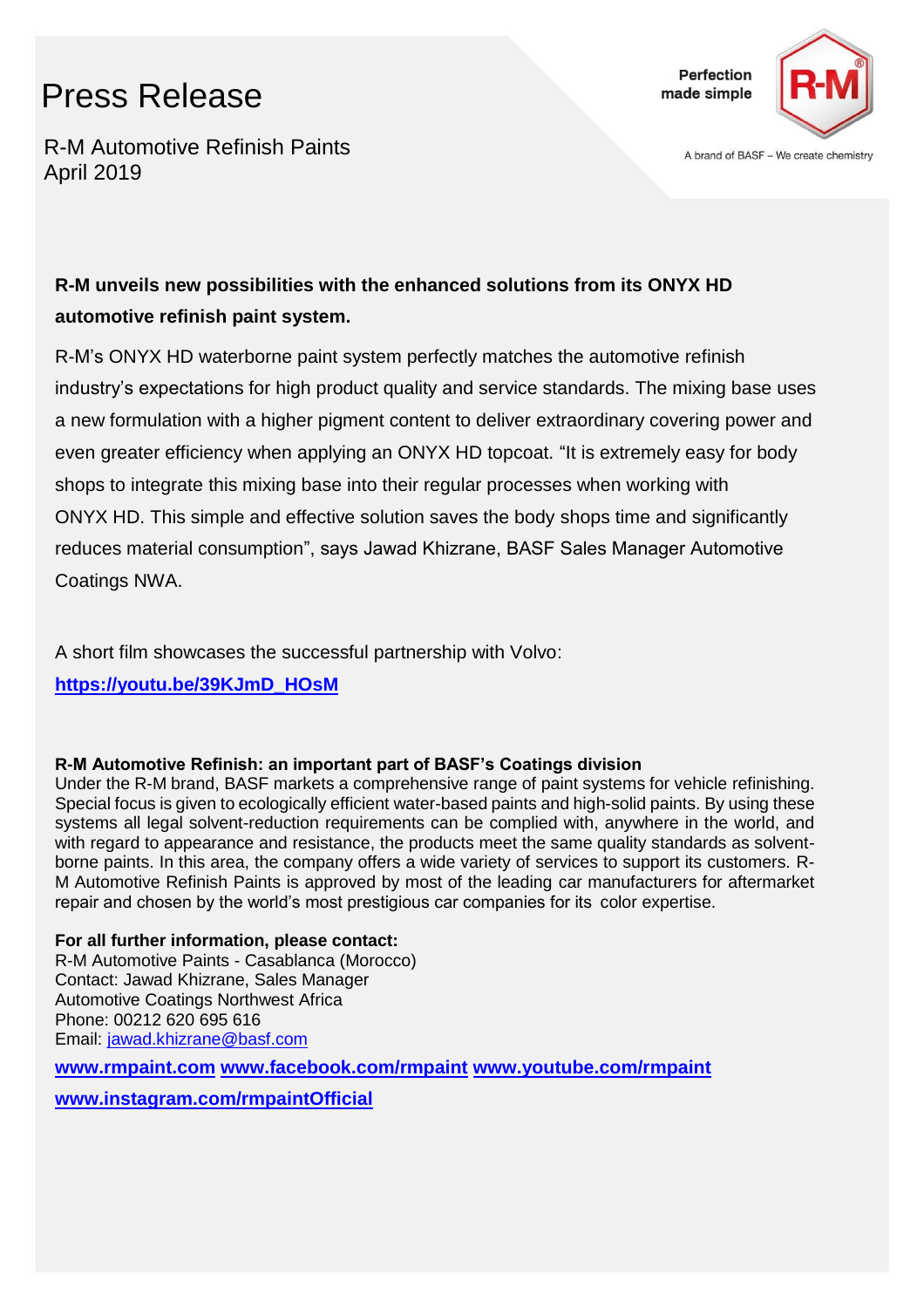# Press Release

R-M Automotive Refinish Paints
April 2019

Perfection made simple

A brand of BASF – We create chemistry

**R-M unveils new possibilities with the enhanced solutions from its ONYX HD automotive refinish paint system.**

R-M's ONYX HD waterborne paint system perfectly matches the automotive refinish industry's expectations for high product quality and service standards. The mixing base uses a new formulation with a higher pigment content to deliver extraordinary covering power and even greater efficiency when applying an ONYX HD topcoat. "It is extremely easy for body shops to integrate this mixing base into their regular processes when working with ONYX HD. This simple and effective solution saves the body shops time and significantly reduces material consumption", says Jawad Khizrane, BASF Sales Manager Automotive Coatings NWA.

A short film showcases the successful partnership with Volvo:
**https://youtu.be/39KJmD_HOsM**

**R-M Automotive Refinish: an important part of BASF's Coatings division**
Under the R-M brand, BASF markets a comprehensive range of paint systems for vehicle refinishing. Special focus is given to ecologically efficient water-based paints and high-solid paints. By using these systems all legal solvent-reduction requirements can be complied with, anywhere in the world, and with regard to appearance and resistance, the products meet the same quality standards as solvent-borne paints. In this area, the company offers a wide variety of services to support its customers. R-M Automotive Refinish Paints is approved by most of the leading car manufacturers for aftermarket repair and chosen by the world's most prestigious car companies for its color expertise.

**For all further information, please contact:**
R-M Automotive Paints - Casablanca (Morocco)
Contact: Jawad Khizrane, Sales Manager
Automotive Coatings Northwest Africa
Phone: 00212 620 695 616
Email: jawad.khizrane@basf.com

**www.rmpaint.com www.facebook.com/rmpaint www.youtube.com/rmpaint**
**www.instagram.com/rmpaintOfficial**